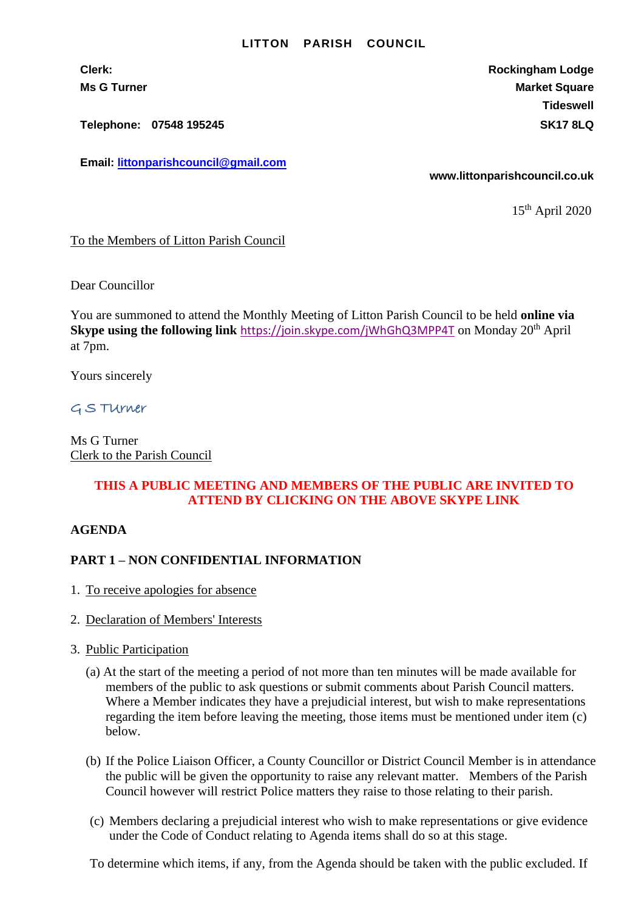# LITTON PARISH COUNCIL

**Clerk:**
**Ms G Turner**

**Telephone: 07548 195245**

**Email: littonparishcouncil@gmail.com**

**Rockingham Lodge**
**Market Square**
**Tideswell**
**SK17 8LQ**

**www.littonparishcouncil.co.uk**

15th April 2020

To the Members of Litton Parish Council

Dear Councillor

You are summoned to attend the Monthly Meeting of Litton Parish Council to be held **online via Skype using the following link** https://join.skype.com/jWhGhQ3MPP4T on Monday 20th April at 7pm.

Yours sincerely

G S Turner

Ms G Turner
Clerk to the Parish Council

**THIS A PUBLIC MEETING AND MEMBERS OF THE PUBLIC ARE INVITED TO ATTEND BY CLICKING ON THE ABOVE SKYPE LINK**

**AGENDA**

**PART 1 – NON CONFIDENTIAL INFORMATION**

1. To receive apologies for absence

2. Declaration of Members' Interests

3. Public Participation

   (a) At the start of the meeting a period of not more than ten minutes will be made available for members of the public to ask questions or submit comments about Parish Council matters. Where a Member indicates they have a prejudicial interest, but wish to make representations regarding the item before leaving the meeting, those items must be mentioned under item (c) below.

   (b) If the Police Liaison Officer, a County Councillor or District Council Member is in attendance the public will be given the opportunity to raise any relevant matter. Members of the Parish Council however will restrict Police matters they raise to those relating to their parish.

   (c) Members declaring a prejudicial interest who wish to make representations or give evidence under the Code of Conduct relating to Agenda items shall do so at this stage.

   To determine which items, if any, from the Agenda should be taken with the public excluded. If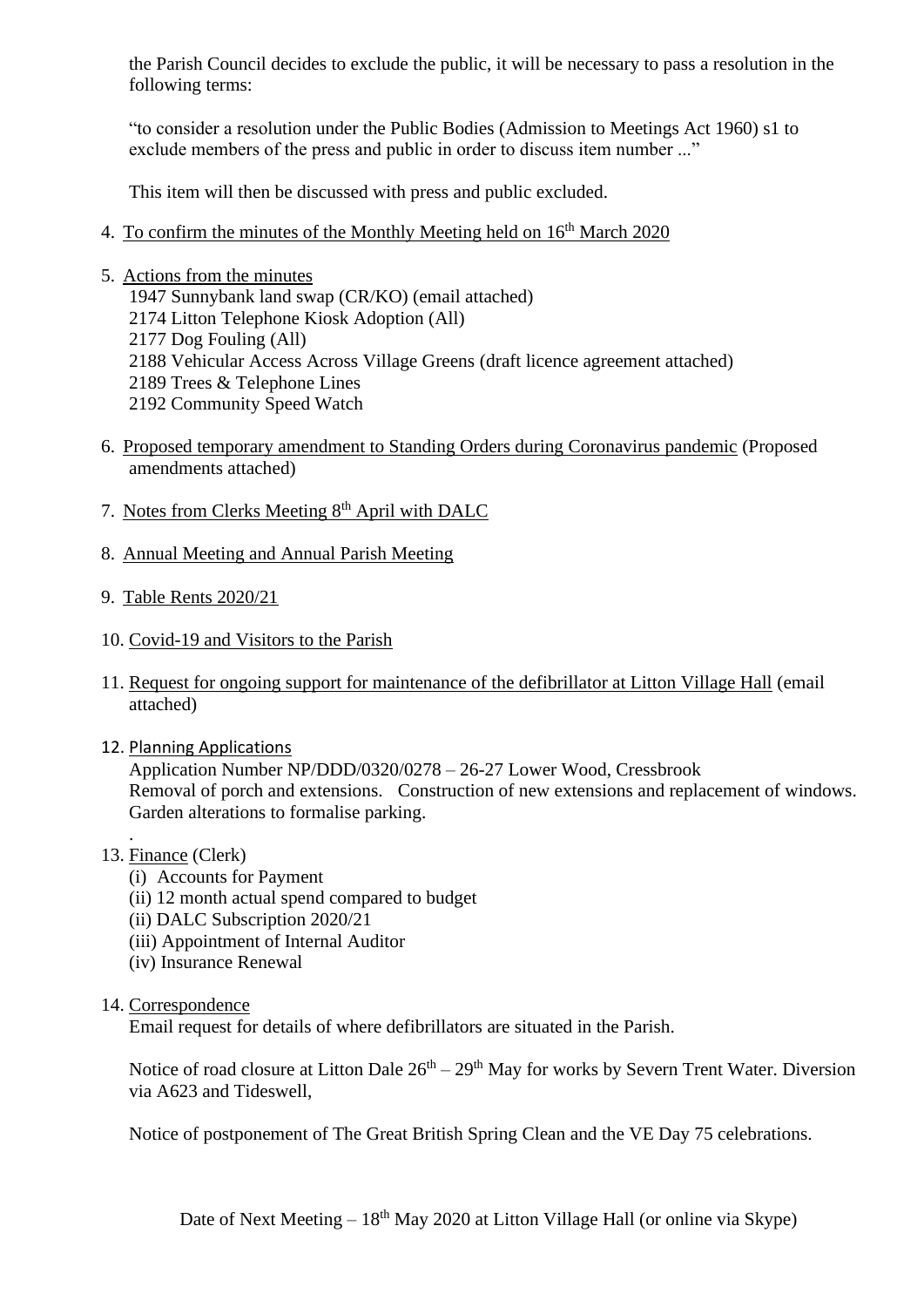the Parish Council decides to exclude the public, it will be necessary to pass a resolution in the following terms:

"to consider a resolution under the Public Bodies (Admission to Meetings Act 1960) s1 to exclude members of the press and public in order to discuss item number ..."

This item will then be discussed with press and public excluded.

4. To confirm the minutes of the Monthly Meeting held on 16th March 2020

5. Actions from the minutes
   1947 Sunnybank land swap (CR/KO) (email attached)
   2174 Litton Telephone Kiosk Adoption (All)
   2177 Dog Fouling (All)
   2188 Vehicular Access Across Village Greens (draft licence agreement attached)
   2189 Trees & Telephone Lines
   2192 Community Speed Watch

6. Proposed temporary amendment to Standing Orders during Coronavirus pandemic (Proposed amendments attached)

7. Notes from Clerks Meeting 8th April with DALC

8. Annual Meeting and Annual Parish Meeting

9. Table Rents 2020/21

10. Covid-19 and Visitors to the Parish

11. Request for ongoing support for maintenance of the defibrillator at Litton Village Hall (email attached)

12. Planning Applications
    Application Number NP/DDD/0320/0278 – 26-27 Lower Wood, Cressbrook
    Removal of porch and extensions. Construction of new extensions and replacement of windows. Garden alterations to formalise parking.

13. Finance (Clerk)
    (i) Accounts for Payment
    (ii) 12 month actual spend compared to budget
    (ii) DALC Subscription 2020/21
    (iii) Appointment of Internal Auditor
    (iv) Insurance Renewal

14. Correspondence
    Email request for details of where defibrillators are situated in the Parish.

    Notice of road closure at Litton Dale 26th – 29th May for works by Severn Trent Water. Diversion via A623 and Tideswell,

    Notice of postponement of The Great British Spring Clean and the VE Day 75 celebrations.

Date of Next Meeting – 18th May 2020 at Litton Village Hall (or online via Skype)